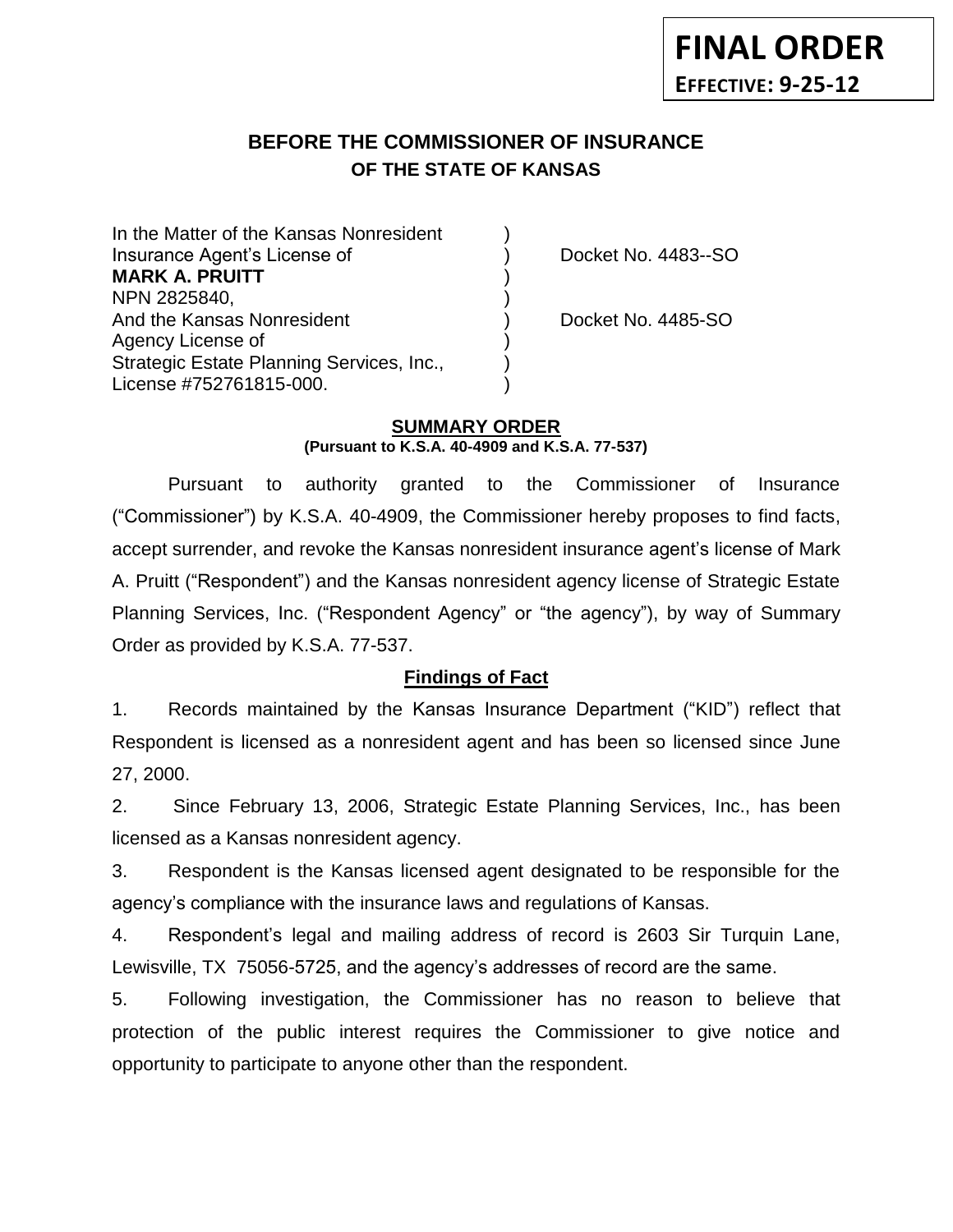**FINAL ORDER**
**EFFECTIVE: 9-25-12**

# BEFORE THE COMMISSIONER OF INSURANCE
## OF THE STATE OF KANSAS

| | | |
|---|---|---|
| In the Matter of the Kansas Nonresident | ) | |
| Insurance Agent's License of | ) | Docket No. 4483--SO |
| **MARK A. PRUITT** | ) | |
| NPN 2825840, | ) | |
| And the Kansas Nonresident | ) | Docket No. 4485-SO |
| Agency License of | ) | |
| Strategic Estate Planning Services, Inc., | ) | |
| License #752761815-000. | ) | |

**SUMMARY ORDER**
**(Pursuant to K.S.A. 40-4909 and K.S.A. 77-537)**

Pursuant to authority granted to the Commissioner of Insurance ("Commissioner") by K.S.A. 40-4909, the Commissioner hereby proposes to find facts, accept surrender, and revoke the Kansas nonresident insurance agent's license of Mark A. Pruitt ("Respondent") and the Kansas nonresident agency license of Strategic Estate Planning Services, Inc. ("Respondent Agency" or "the agency"), by way of Summary Order as provided by K.S.A. 77-537.

**Findings of Fact**

1. Records maintained by the Kansas Insurance Department ("KID") reflect that Respondent is licensed as a nonresident agent and has been so licensed since June 27, 2000.

2. Since February 13, 2006, Strategic Estate Planning Services, Inc., has been licensed as a Kansas nonresident agency.

3. Respondent is the Kansas licensed agent designated to be responsible for the agency's compliance with the insurance laws and regulations of Kansas.

4. Respondent's legal and mailing address of record is 2603 Sir Turquin Lane, Lewisville, TX 75056-5725, and the agency's addresses of record are the same.

5. Following investigation, the Commissioner has no reason to believe that protection of the public interest requires the Commissioner to give notice and opportunity to participate to anyone other than the respondent.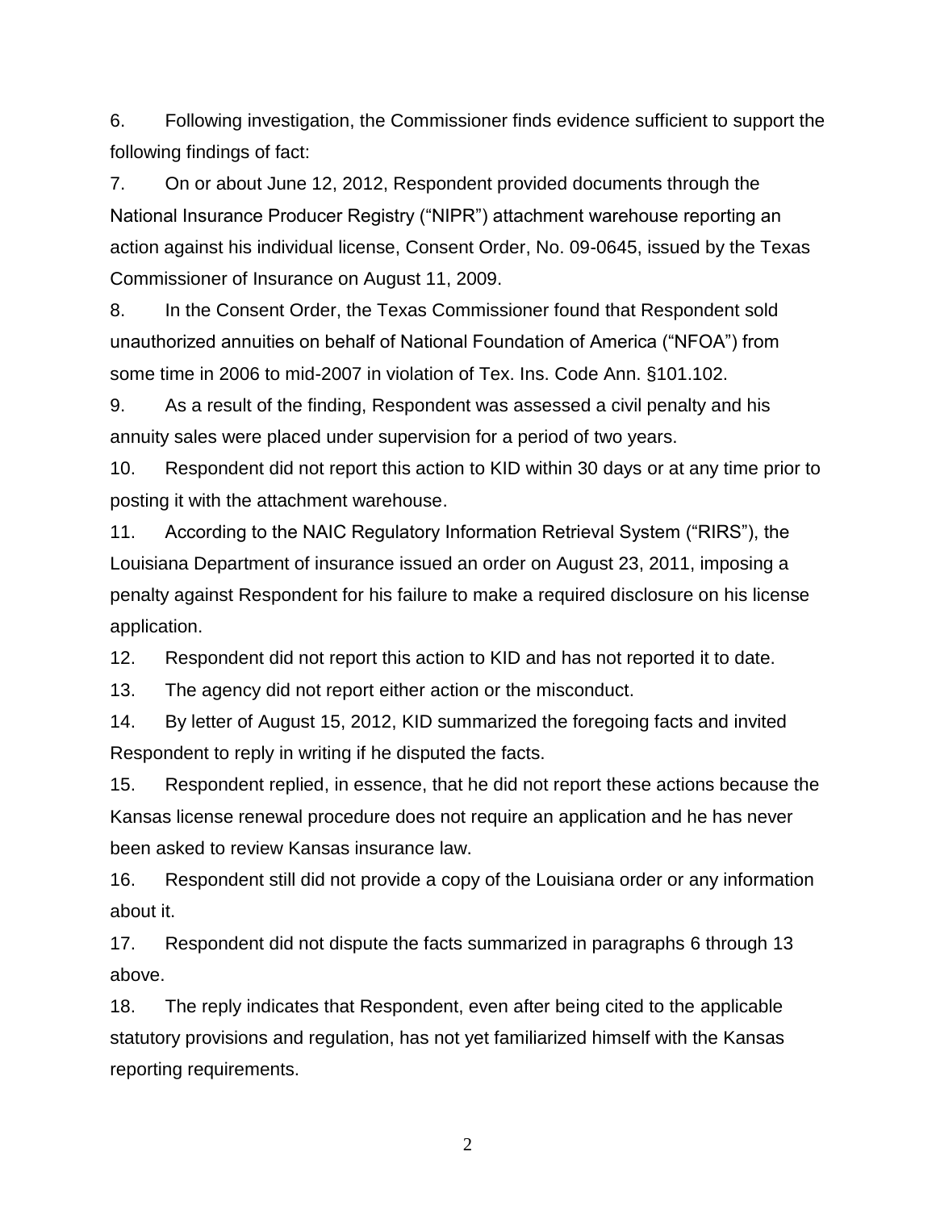6. Following investigation, the Commissioner finds evidence sufficient to support the following findings of fact:

7. On or about June 12, 2012, Respondent provided documents through the National Insurance Producer Registry ("NIPR") attachment warehouse reporting an action against his individual license, Consent Order, No. 09-0645, issued by the Texas Commissioner of Insurance on August 11, 2009.

8. In the Consent Order, the Texas Commissioner found that Respondent sold unauthorized annuities on behalf of National Foundation of America ("NFOA") from some time in 2006 to mid-2007 in violation of Tex. Ins. Code Ann. §101.102.

9. As a result of the finding, Respondent was assessed a civil penalty and his annuity sales were placed under supervision for a period of two years.

10. Respondent did not report this action to KID within 30 days or at any time prior to posting it with the attachment warehouse.

11. According to the NAIC Regulatory Information Retrieval System ("RIRS"), the Louisiana Department of insurance issued an order on August 23, 2011, imposing a penalty against Respondent for his failure to make a required disclosure on his license application.

12. Respondent did not report this action to KID and has not reported it to date.

13. The agency did not report either action or the misconduct.

14. By letter of August 15, 2012, KID summarized the foregoing facts and invited Respondent to reply in writing if he disputed the facts.

15. Respondent replied, in essence, that he did not report these actions because the Kansas license renewal procedure does not require an application and he has never been asked to review Kansas insurance law.

16. Respondent still did not provide a copy of the Louisiana order or any information about it.

17. Respondent did not dispute the facts summarized in paragraphs 6 through 13 above.

18. The reply indicates that Respondent, even after being cited to the applicable statutory provisions and regulation, has not yet familiarized himself with the Kansas reporting requirements.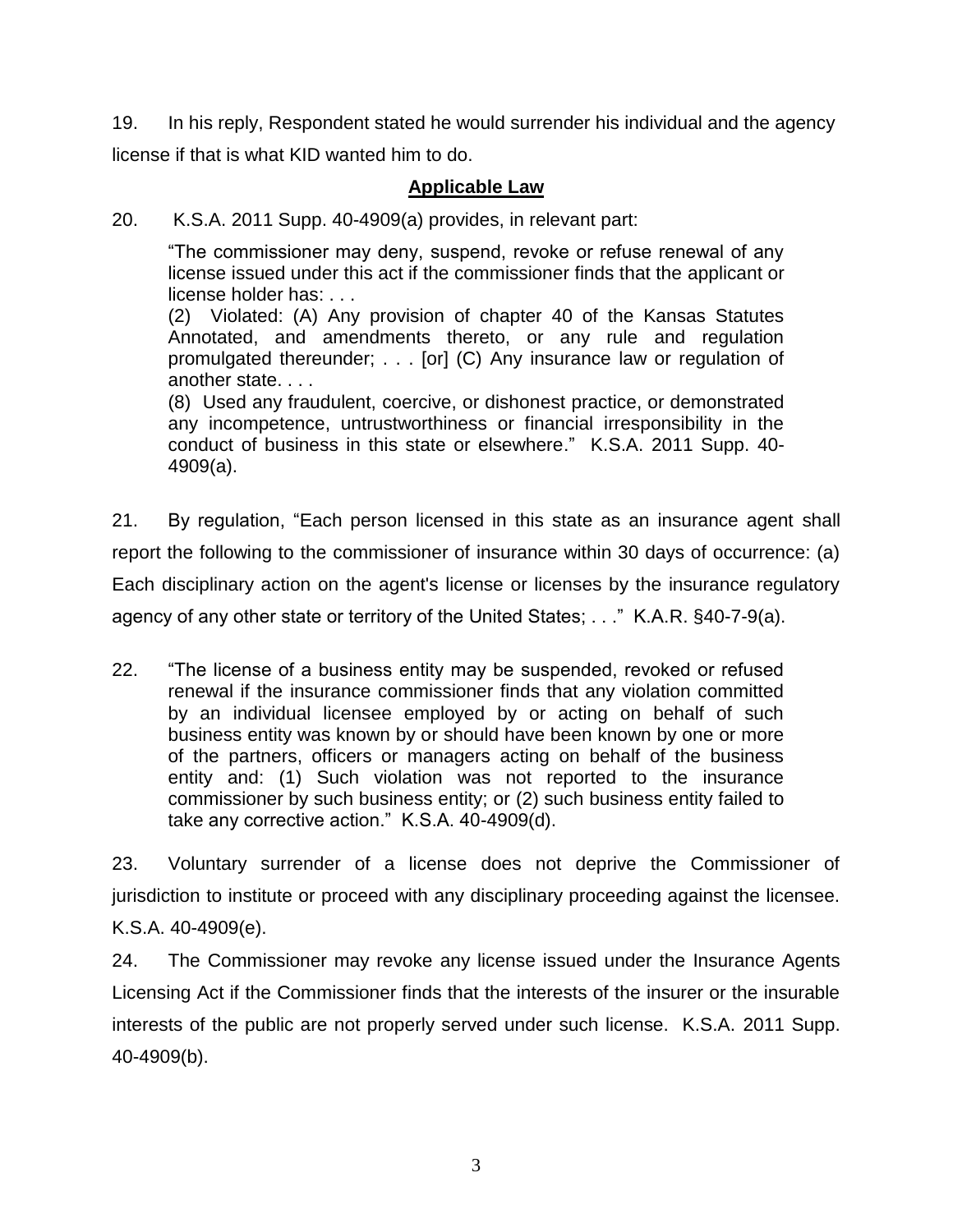19. In his reply, Respondent stated he would surrender his individual and the agency license if that is what KID wanted him to do.

## **Applicable Law**

20. K.S.A. 2011 Supp. 40-4909(a) provides, in relevant part:

> "The commissioner may deny, suspend, revoke or refuse renewal of any license issued under this act if the commissioner finds that the applicant or license holder has: . . .
> (2) Violated: (A) Any provision of chapter 40 of the Kansas Statutes Annotated, and amendments thereto, or any rule and regulation promulgated thereunder; . . . [or] (C) Any insurance law or regulation of another state. . . .
> (8) Used any fraudulent, coercive, or dishonest practice, or demonstrated any incompetence, untrustworthiness or financial irresponsibility in the conduct of business in this state or elsewhere." K.S.A. 2011 Supp. 40-4909(a).

21. By regulation, "Each person licensed in this state as an insurance agent shall report the following to the commissioner of insurance within 30 days of occurrence: (a) Each disciplinary action on the agent's license or licenses by the insurance regulatory agency of any other state or territory of the United States; . . ." K.A.R. §40-7-9(a).

22. "The license of a business entity may be suspended, revoked or refused renewal if the insurance commissioner finds that any violation committed by an individual licensee employed by or acting on behalf of such business entity was known by or should have been known by one or more of the partners, officers or managers acting on behalf of the business entity and: (1) Such violation was not reported to the insurance commissioner by such business entity; or (2) such business entity failed to take any corrective action." K.S.A. 40-4909(d).

23. Voluntary surrender of a license does not deprive the Commissioner of jurisdiction to institute or proceed with any disciplinary proceeding against the licensee. K.S.A. 40-4909(e).

24. The Commissioner may revoke any license issued under the Insurance Agents Licensing Act if the Commissioner finds that the interests of the insurer or the insurable interests of the public are not properly served under such license. K.S.A. 2011 Supp. 40-4909(b).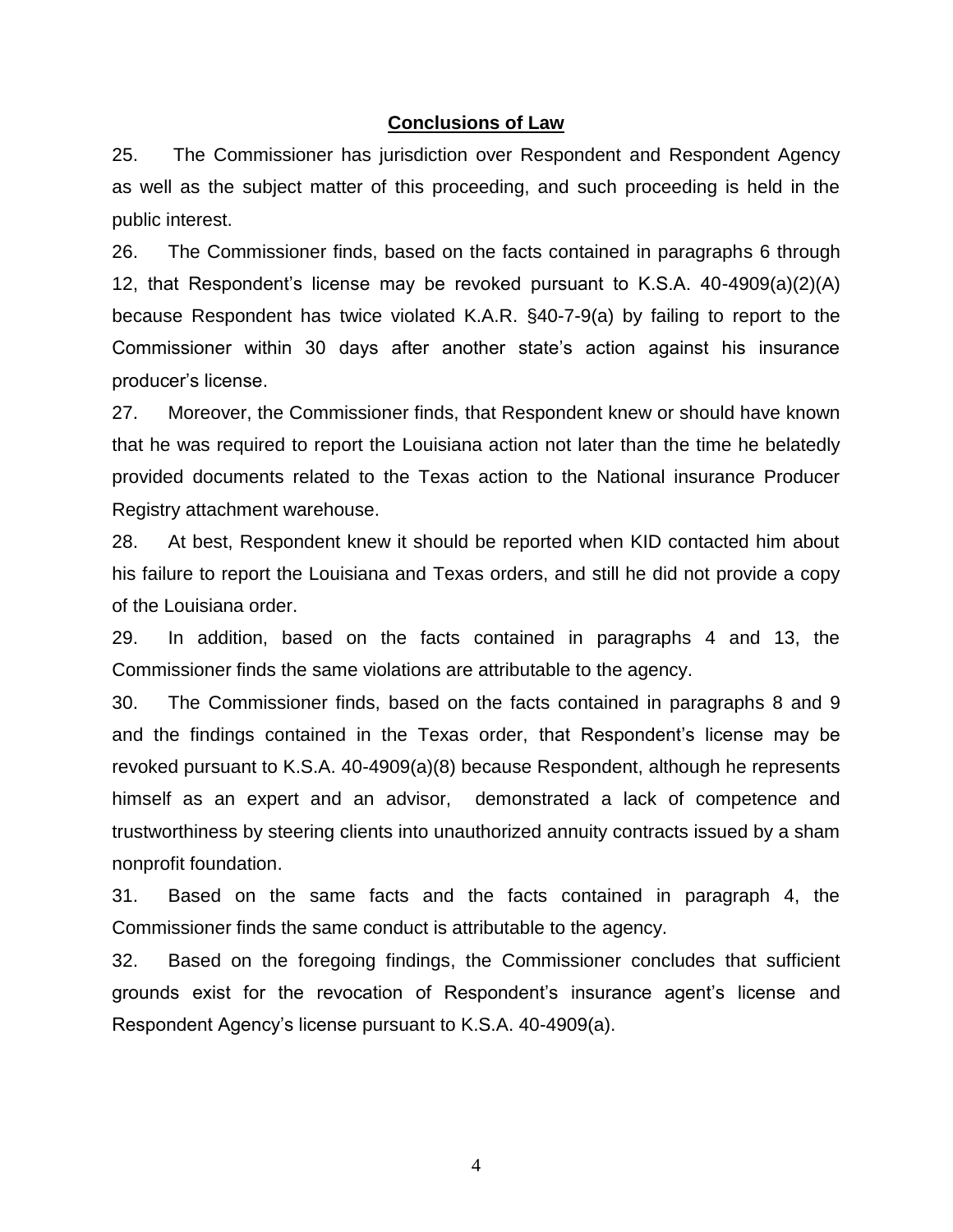## Conclusions of Law

25. The Commissioner has jurisdiction over Respondent and Respondent Agency as well as the subject matter of this proceeding, and such proceeding is held in the public interest.

26. The Commissioner finds, based on the facts contained in paragraphs 6 through 12, that Respondent's license may be revoked pursuant to K.S.A. 40-4909(a)(2)(A) because Respondent has twice violated K.A.R. §40-7-9(a) by failing to report to the Commissioner within 30 days after another state's action against his insurance producer's license.

27. Moreover, the Commissioner finds, that Respondent knew or should have known that he was required to report the Louisiana action not later than the time he belatedly provided documents related to the Texas action to the National insurance Producer Registry attachment warehouse.

28. At best, Respondent knew it should be reported when KID contacted him about his failure to report the Louisiana and Texas orders, and still he did not provide a copy of the Louisiana order.

29. In addition, based on the facts contained in paragraphs 4 and 13, the Commissioner finds the same violations are attributable to the agency.

30. The Commissioner finds, based on the facts contained in paragraphs 8 and 9 and the findings contained in the Texas order, that Respondent's license may be revoked pursuant to K.S.A. 40-4909(a)(8) because Respondent, although he represents himself as an expert and an advisor, demonstrated a lack of competence and trustworthiness by steering clients into unauthorized annuity contracts issued by a sham nonprofit foundation.

31. Based on the same facts and the facts contained in paragraph 4, the Commissioner finds the same conduct is attributable to the agency.

32. Based on the foregoing findings, the Commissioner concludes that sufficient grounds exist for the revocation of Respondent's insurance agent's license and Respondent Agency's license pursuant to K.S.A. 40-4909(a).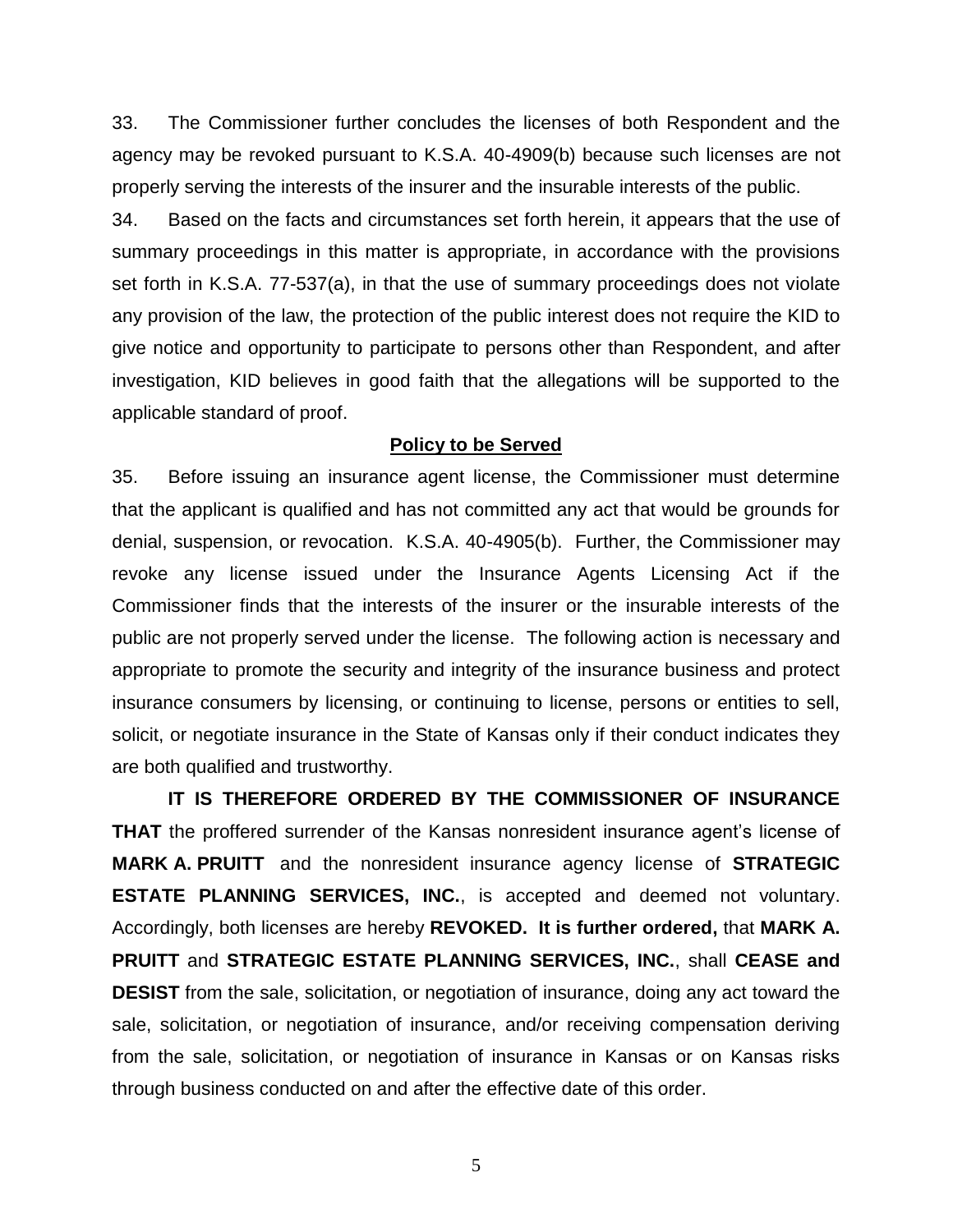33. The Commissioner further concludes the licenses of both Respondent and the agency may be revoked pursuant to K.S.A. 40-4909(b) because such licenses are not properly serving the interests of the insurer and the insurable interests of the public.

34. Based on the facts and circumstances set forth herein, it appears that the use of summary proceedings in this matter is appropriate, in accordance with the provisions set forth in K.S.A. 77-537(a), in that the use of summary proceedings does not violate any provision of the law, the protection of the public interest does not require the KID to give notice and opportunity to participate to persons other than Respondent, and after investigation, KID believes in good faith that the allegations will be supported to the applicable standard of proof.

## Policy to be Served

35. Before issuing an insurance agent license, the Commissioner must determine that the applicant is qualified and has not committed any act that would be grounds for denial, suspension, or revocation. K.S.A. 40-4905(b). Further, the Commissioner may revoke any license issued under the Insurance Agents Licensing Act if the Commissioner finds that the interests of the insurer or the insurable interests of the public are not properly served under the license. The following action is necessary and appropriate to promote the security and integrity of the insurance business and protect insurance consumers by licensing, or continuing to license, persons or entities to sell, solicit, or negotiate insurance in the State of Kansas only if their conduct indicates they are both qualified and trustworthy.

**IT IS THEREFORE ORDERED BY THE COMMISSIONER OF INSURANCE THAT** the proffered surrender of the Kansas nonresident insurance agent's license of **MARK A. PRUITT** and the nonresident insurance agency license of **STRATEGIC ESTATE PLANNING SERVICES, INC.**, is accepted and deemed not voluntary. Accordingly, both licenses are hereby **REVOKED. It is further ordered,** that **MARK A. PRUITT** and **STRATEGIC ESTATE PLANNING SERVICES, INC.**, shall **CEASE and DESIST** from the sale, solicitation, or negotiation of insurance, doing any act toward the sale, solicitation, or negotiation of insurance, and/or receiving compensation deriving from the sale, solicitation, or negotiation of insurance in Kansas or on Kansas risks through business conducted on and after the effective date of this order.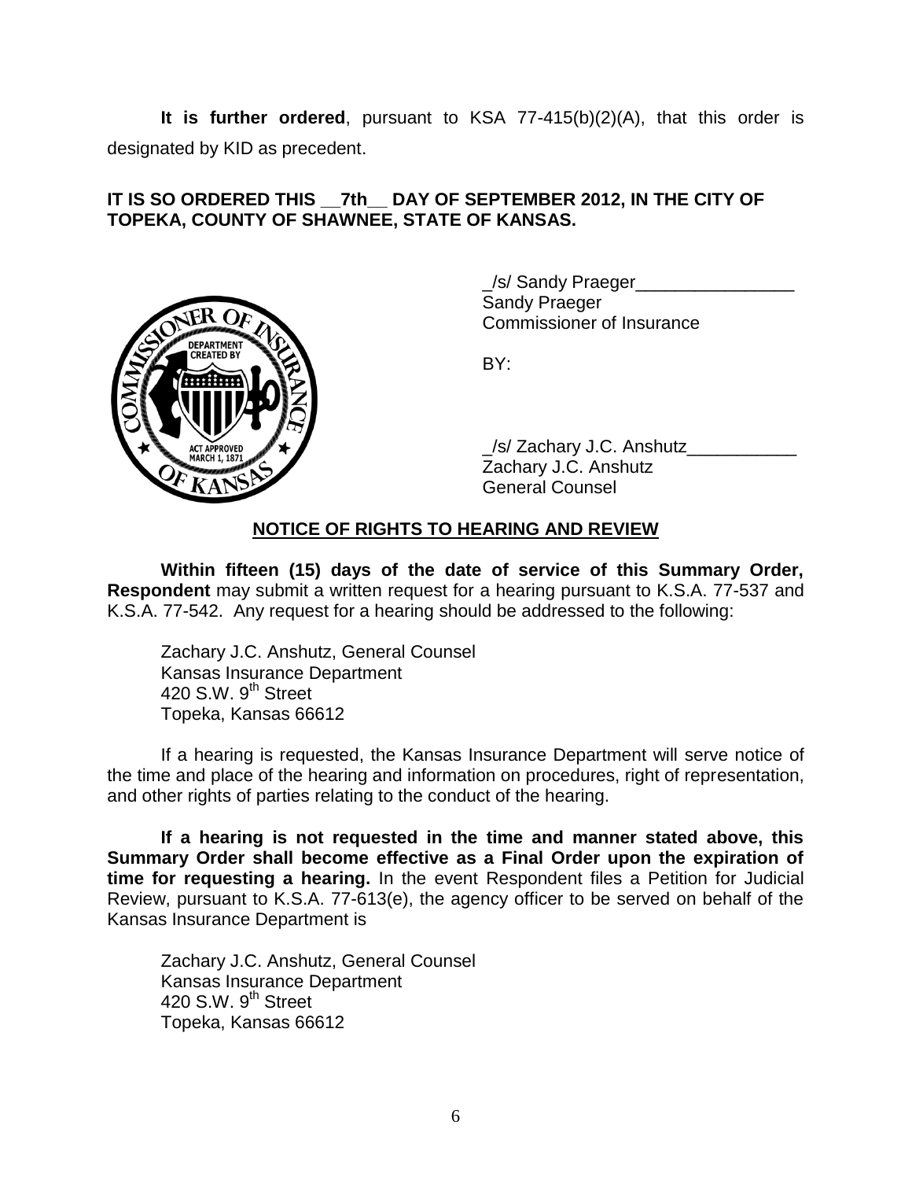**It is further ordered**, pursuant to KSA 77-415(b)(2)(A), that this order is designated by KID as precedent.

**IT IS SO ORDERED THIS __7th__ DAY OF SEPTEMBER 2012, IN THE CITY OF TOPEKA, COUNTY OF SHAWNEE, STATE OF KANSAS.**

_/s/ Sandy Praeger________________
Sandy Praeger
Commissioner of Insurance

BY:

_/s/ Zachary J.C. Anshutz___________
Zachary J.C. Anshutz
General Counsel

## NOTICE OF RIGHTS TO HEARING AND REVIEW

**Within fifteen (15) days of the date of service of this Summary Order, Respondent** may submit a written request for a hearing pursuant to K.S.A. 77-537 and K.S.A. 77-542. Any request for a hearing should be addressed to the following:

Zachary J.C. Anshutz, General Counsel
Kansas Insurance Department
420 S.W. 9th Street
Topeka, Kansas 66612

If a hearing is requested, the Kansas Insurance Department will serve notice of the time and place of the hearing and information on procedures, right of representation, and other rights of parties relating to the conduct of the hearing.

**If a hearing is not requested in the time and manner stated above, this Summary Order shall become effective as a Final Order upon the expiration of time for requesting a hearing.** In the event Respondent files a Petition for Judicial Review, pursuant to K.S.A. 77-613(e), the agency officer to be served on behalf of the Kansas Insurance Department is

Zachary J.C. Anshutz, General Counsel
Kansas Insurance Department
420 S.W. 9th Street
Topeka, Kansas 66612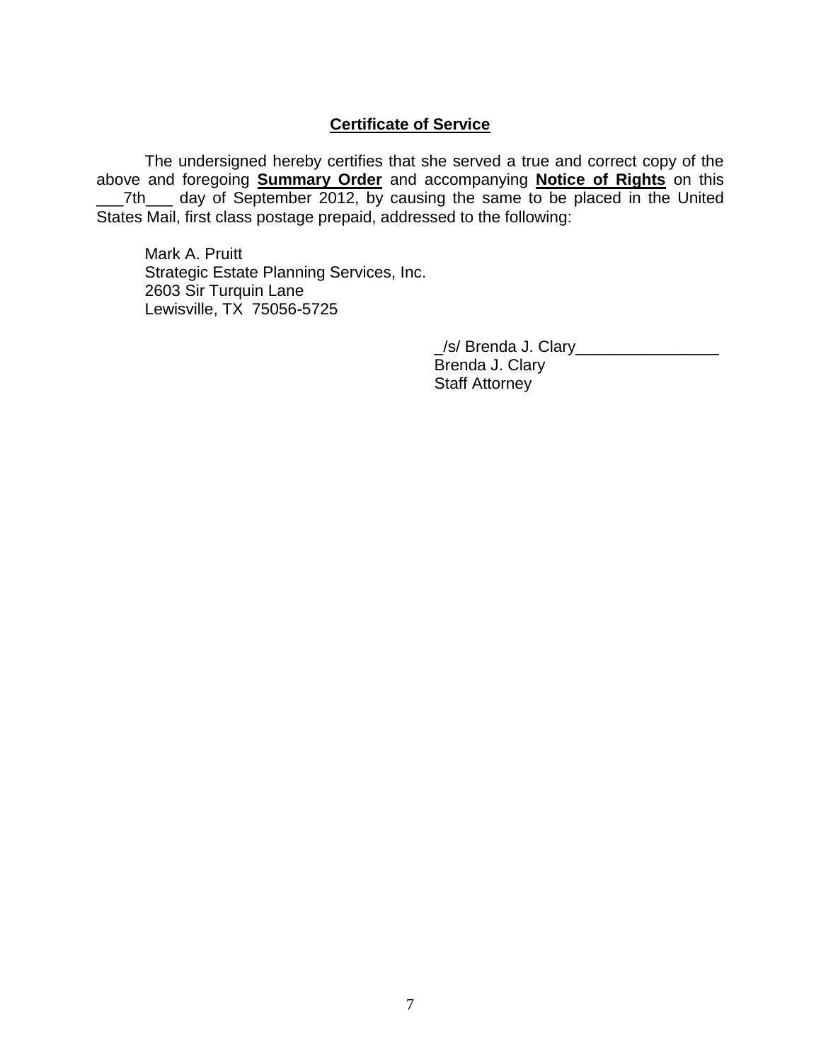## Certificate of Service

The undersigned hereby certifies that she served a true and correct copy of the above and foregoing **Summary Order** and accompanying **Notice of Rights** on this ___7th___ day of September 2012, by causing the same to be placed in the United States Mail, first class postage prepaid, addressed to the following:

Mark A. Pruitt
Strategic Estate Planning Services, Inc.
2603 Sir Turquin Lane
Lewisville, TX 75056-5725

_/s/ Brenda J. Clary________________
Brenda J. Clary
Staff Attorney